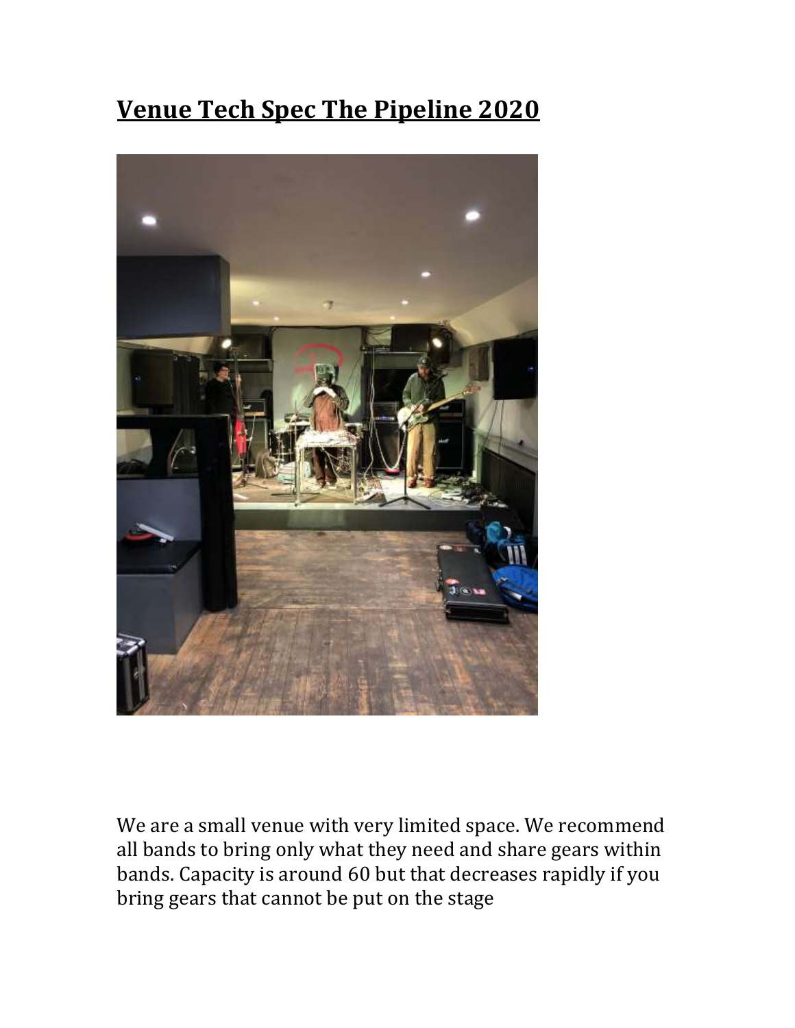# Venue Tech Spec The Pipeline 2020

We are a small venue with very limited space. We recommend all bands to bring only what they need and share gears within bands. Capacity is around 60 but that decreases rapidly if you bring gears that cannot be put on the stage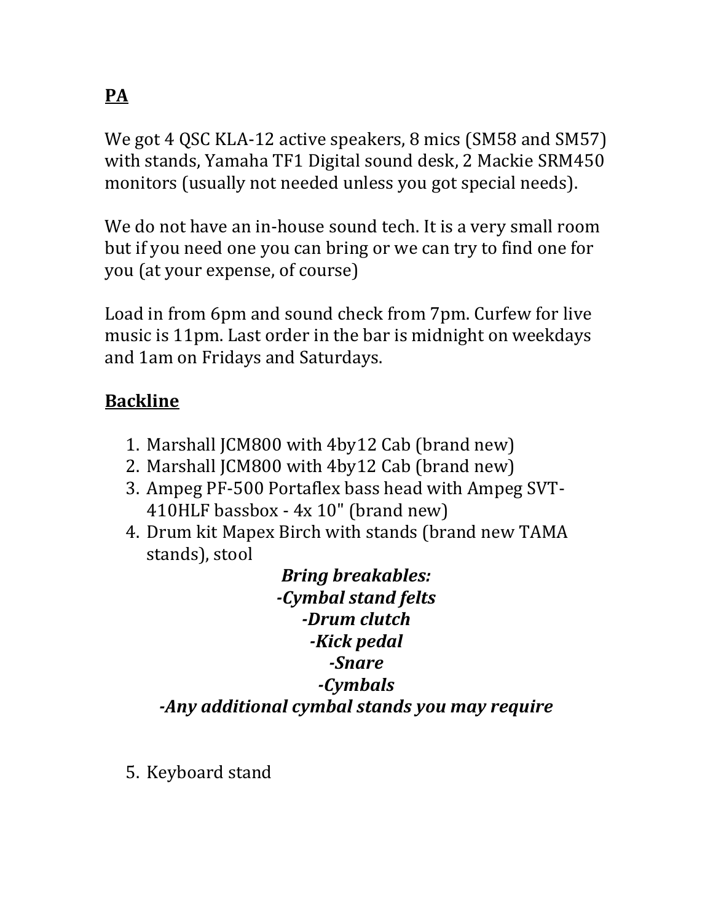## **PA**

We got 4 QSC KLA-12 active speakers, 8 mics (SM58 and SM57) with stands, Yamaha TF1 Digital sound desk, 2 Mackie SRM450 monitors (usually not needed unless you got special needs).

We do not have an in-house sound tech. It is a very small room but if you need one you can bring or we can try to find one for you (at your expense, of course)

Load in from 6pm and sound check from 7pm. Curfew for live music is 11pm. Last order in the bar is midnight on weekdays and 1am on Fridays and Saturdays.

## **Backline**

1. Marshall JCM800 with 4by12 Cab (brand new)
2. Marshall JCM800 with 4by12 Cab (brand new)
3. Ampeg PF-500 Portaflex bass head with Ampeg SVT-410HLF bassbox - 4x 10" (brand new)
4. Drum kit Mapex Birch with stands (brand new TAMA stands), stool

***Bring breakables:***
***-Cymbal stand felts***
***-Drum clutch***
***-Kick pedal***
***-Snare***
***-Cymbals***
***-Any additional cymbal stands you may require***

5. Keyboard stand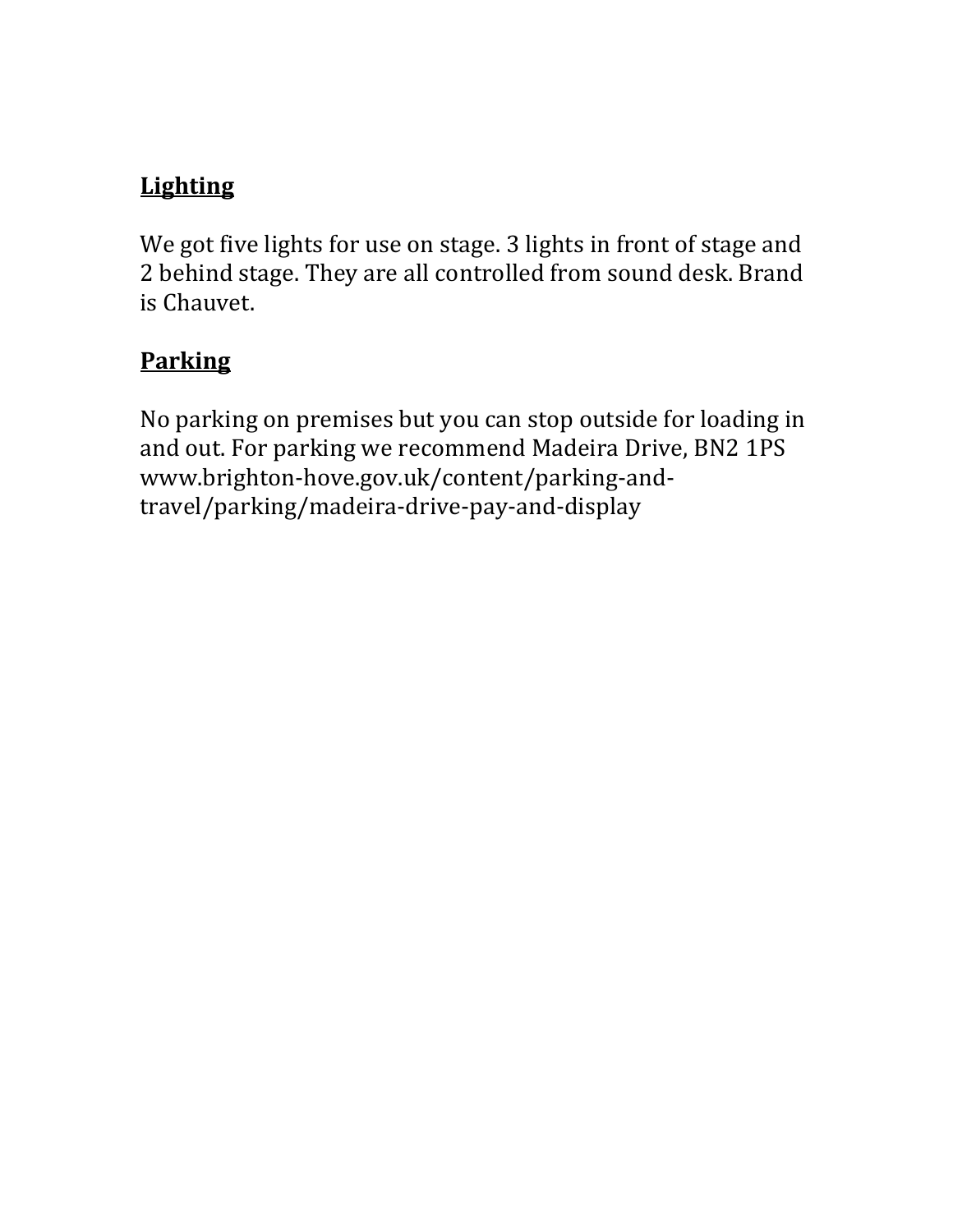## Lighting

We got five lights for use on stage. 3 lights in front of stage and 2 behind stage. They are all controlled from sound desk. Brand is Chauvet.

## Parking

No parking on premises but you can stop outside for loading in and out. For parking we recommend Madeira Drive, BN2 1PS www.brighton-hove.gov.uk/content/parking-and-travel/parking/madeira-drive-pay-and-display